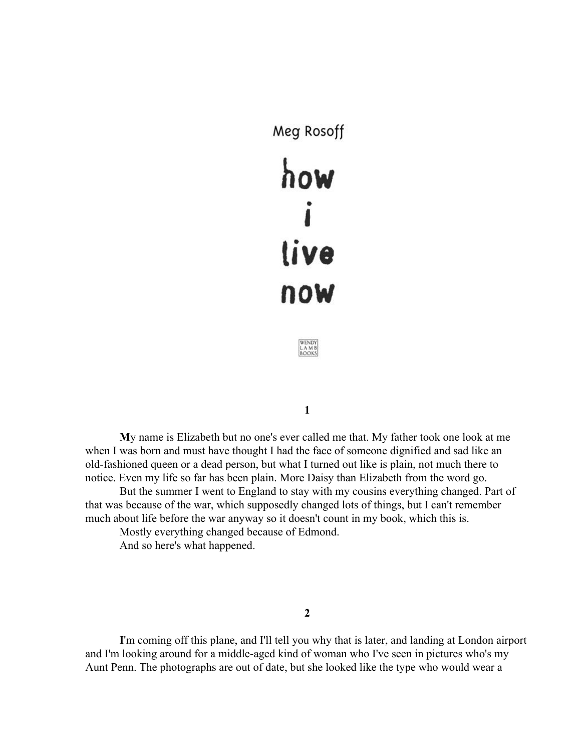Meg Rosoff

# how i live now

WENDY LAMB BOOKS

## 1

**M**y name is Elizabeth but no one's ever called me that. My father took one look at me when I was born and must have thought I had the face of someone dignified and sad like an old-fashioned queen or a dead person, but what I turned out like is plain, not much there to notice. Even my life so far has been plain. More Daisy than Elizabeth from the word go.

But the summer I went to England to stay with my cousins everything changed. Part of that was because of the war, which supposedly changed lots of things, but I can't remember much about life before the war anyway so it doesn't count in my book, which this is.

Mostly everything changed because of Edmond.

And so here's what happened.

## 2

**I**'m coming off this plane, and I'll tell you why that is later, and landing at London airport and I'm looking around for a middle-aged kind of woman who I've seen in pictures who's my Aunt Penn. The photographs are out of date, but she looked like the type who would wear a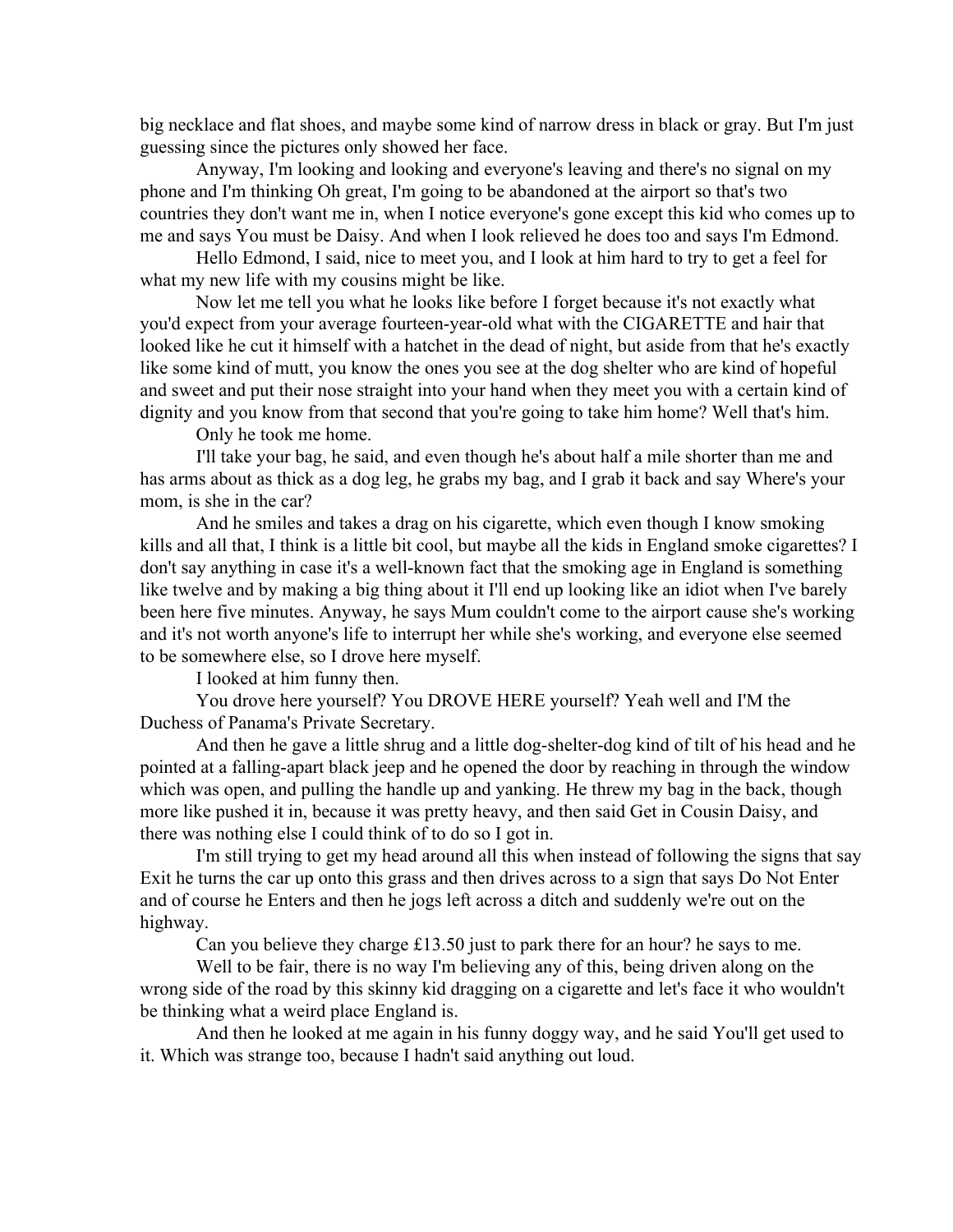big necklace and flat shoes, and maybe some kind of narrow dress in black or gray. But I'm just guessing since the pictures only showed her face.

Anyway, I'm looking and looking and everyone's leaving and there's no signal on my phone and I'm thinking Oh great, I'm going to be abandoned at the airport so that's two countries they don't want me in, when I notice everyone's gone except this kid who comes up to me and says You must be Daisy. And when I look relieved he does too and says I'm Edmond.

Hello Edmond, I said, nice to meet you, and I look at him hard to try to get a feel for what my new life with my cousins might be like.

Now let me tell you what he looks like before I forget because it's not exactly what you'd expect from your average fourteen-year-old what with the CIGARETTE and hair that looked like he cut it himself with a hatchet in the dead of night, but aside from that he's exactly like some kind of mutt, you know the ones you see at the dog shelter who are kind of hopeful and sweet and put their nose straight into your hand when they meet you with a certain kind of dignity and you know from that second that you're going to take him home? Well that's him.

Only he took me home.

I'll take your bag, he said, and even though he's about half a mile shorter than me and has arms about as thick as a dog leg, he grabs my bag, and I grab it back and say Where's your mom, is she in the car?

And he smiles and takes a drag on his cigarette, which even though I know smoking kills and all that, I think is a little bit cool, but maybe all the kids in England smoke cigarettes? I don't say anything in case it's a well-known fact that the smoking age in England is something like twelve and by making a big thing about it I'll end up looking like an idiot when I've barely been here five minutes. Anyway, he says Mum couldn't come to the airport cause she's working and it's not worth anyone's life to interrupt her while she's working, and everyone else seemed to be somewhere else, so I drove here myself.

I looked at him funny then.

You drove here yourself? You DROVE HERE yourself? Yeah well and I'M the Duchess of Panama's Private Secretary.

And then he gave a little shrug and a little dog-shelter-dog kind of tilt of his head and he pointed at a falling-apart black jeep and he opened the door by reaching in through the window which was open, and pulling the handle up and yanking. He threw my bag in the back, though more like pushed it in, because it was pretty heavy, and then said Get in Cousin Daisy, and there was nothing else I could think of to do so I got in.

I'm still trying to get my head around all this when instead of following the signs that say Exit he turns the car up onto this grass and then drives across to a sign that says Do Not Enter and of course he Enters and then he jogs left across a ditch and suddenly we're out on the highway.

Can you believe they charge £13.50 just to park there for an hour? he says to me.

Well to be fair, there is no way I'm believing any of this, being driven along on the wrong side of the road by this skinny kid dragging on a cigarette and let's face it who wouldn't be thinking what a weird place England is.

And then he looked at me again in his funny doggy way, and he said You'll get used to it. Which was strange too, because I hadn't said anything out loud.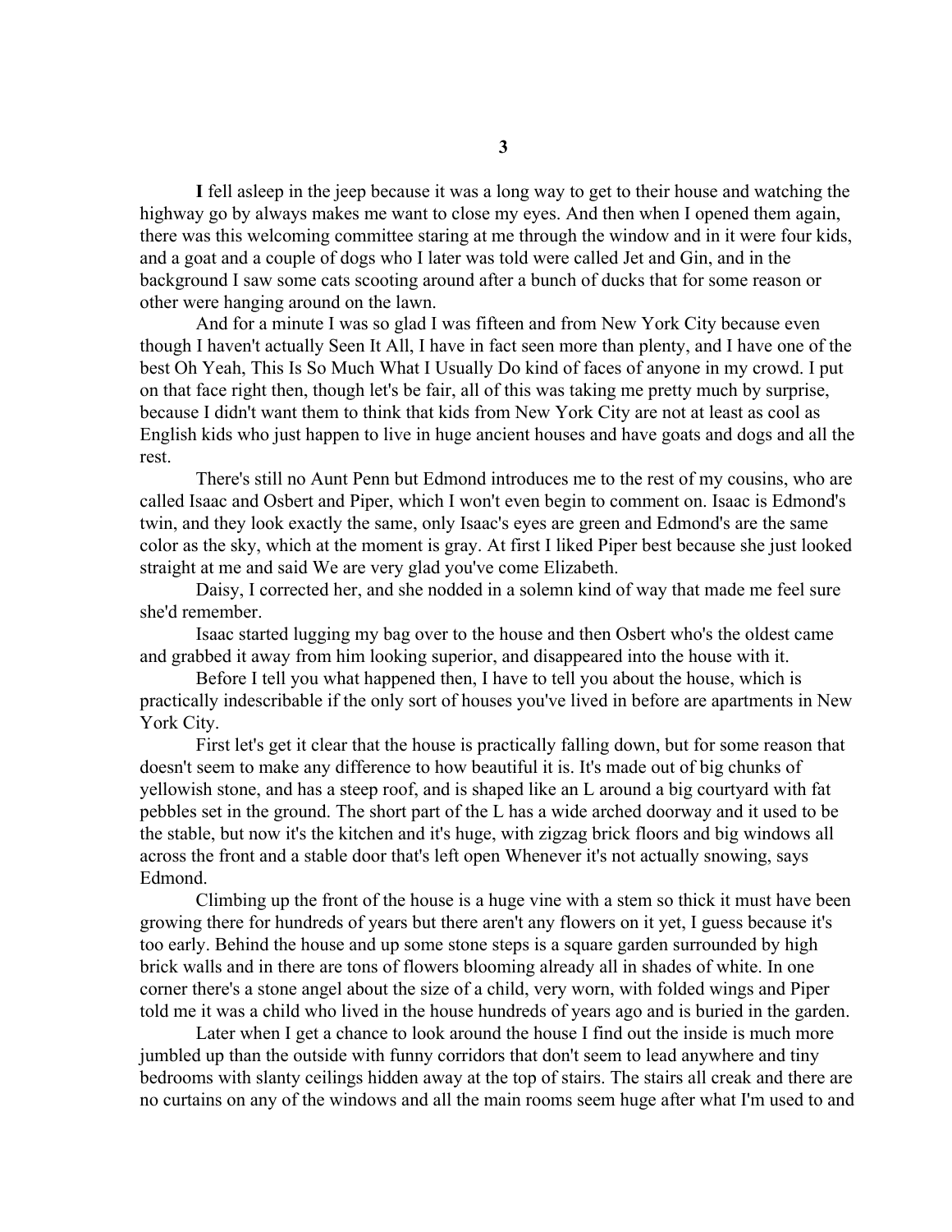# 3

**I** fell asleep in the jeep because it was a long way to get to their house and watching the highway go by always makes me want to close my eyes. And then when I opened them again, there was this welcoming committee staring at me through the window and in it were four kids, and a goat and a couple of dogs who I later was told were called Jet and Gin, and in the background I saw some cats scooting around after a bunch of ducks that for some reason or other were hanging around on the lawn.

And for a minute I was so glad I was fifteen and from New York City because even though I haven't actually Seen It All, I have in fact seen more than plenty, and I have one of the best Oh Yeah, This Is So Much What I Usually Do kind of faces of anyone in my crowd. I put on that face right then, though let's be fair, all of this was taking me pretty much by surprise, because I didn't want them to think that kids from New York City are not at least as cool as English kids who just happen to live in huge ancient houses and have goats and dogs and all the rest.

There's still no Aunt Penn but Edmond introduces me to the rest of my cousins, who are called Isaac and Osbert and Piper, which I won't even begin to comment on. Isaac is Edmond's twin, and they look exactly the same, only Isaac's eyes are green and Edmond's are the same color as the sky, which at the moment is gray. At first I liked Piper best because she just looked straight at me and said We are very glad you've come Elizabeth.

Daisy, I corrected her, and she nodded in a solemn kind of way that made me feel sure she'd remember.

Isaac started lugging my bag over to the house and then Osbert who's the oldest came and grabbed it away from him looking superior, and disappeared into the house with it.

Before I tell you what happened then, I have to tell you about the house, which is practically indescribable if the only sort of houses you've lived in before are apartments in New York City.

First let's get it clear that the house is practically falling down, but for some reason that doesn't seem to make any difference to how beautiful it is. It's made out of big chunks of yellowish stone, and has a steep roof, and is shaped like an L around a big courtyard with fat pebbles set in the ground. The short part of the L has a wide arched doorway and it used to be the stable, but now it's the kitchen and it's huge, with zigzag brick floors and big windows all across the front and a stable door that's left open Whenever it's not actually snowing, says Edmond.

Climbing up the front of the house is a huge vine with a stem so thick it must have been growing there for hundreds of years but there aren't any flowers on it yet, I guess because it's too early. Behind the house and up some stone steps is a square garden surrounded by high brick walls and in there are tons of flowers blooming already all in shades of white. In one corner there's a stone angel about the size of a child, very worn, with folded wings and Piper told me it was a child who lived in the house hundreds of years ago and is buried in the garden.

Later when I get a chance to look around the house I find out the inside is much more jumbled up than the outside with funny corridors that don't seem to lead anywhere and tiny bedrooms with slanty ceilings hidden away at the top of stairs. The stairs all creak and there are no curtains on any of the windows and all the main rooms seem huge after what I'm used to and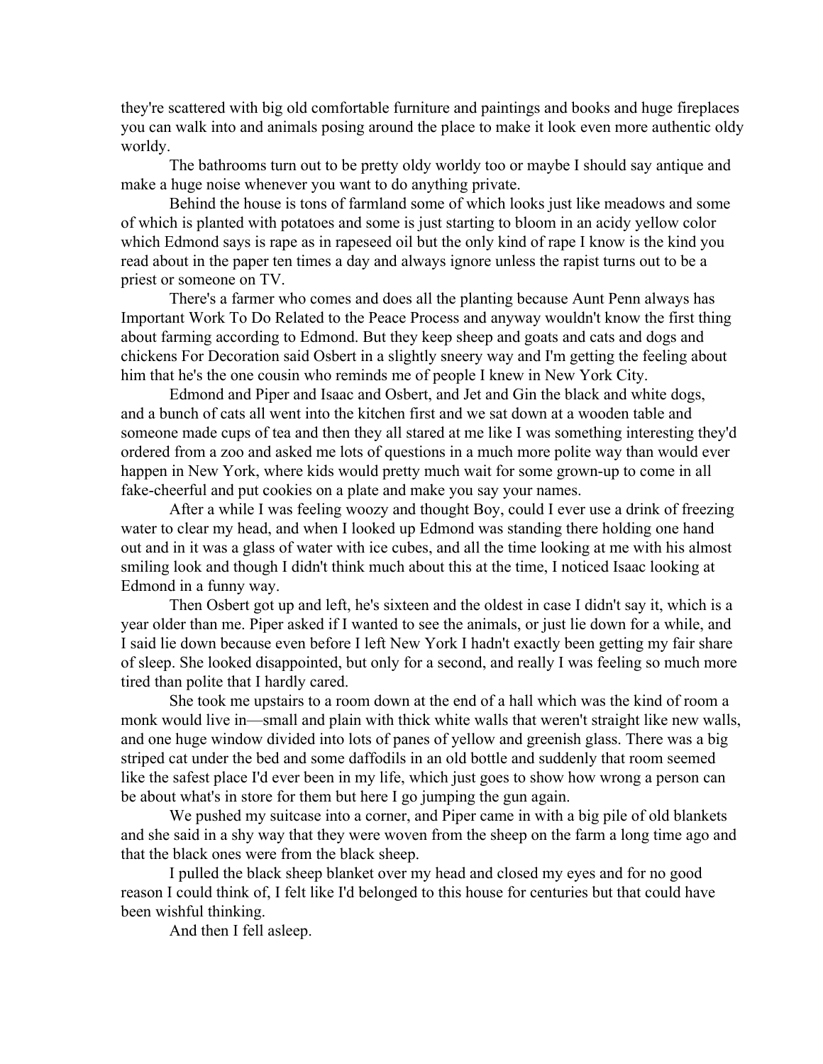they're scattered with big old comfortable furniture and paintings and books and huge fireplaces you can walk into and animals posing around the place to make it look even more authentic oldy worldy.

The bathrooms turn out to be pretty oldy worldy too or maybe I should say antique and make a huge noise whenever you want to do anything private.

Behind the house is tons of farmland some of which looks just like meadows and some of which is planted with potatoes and some is just starting to bloom in an acidy yellow color which Edmond says is rape as in rapeseed oil but the only kind of rape I know is the kind you read about in the paper ten times a day and always ignore unless the rapist turns out to be a priest or someone on TV.

There's a farmer who comes and does all the planting because Aunt Penn always has Important Work To Do Related to the Peace Process and anyway wouldn't know the first thing about farming according to Edmond. But they keep sheep and goats and cats and dogs and chickens For Decoration said Osbert in a slightly sneery way and I'm getting the feeling about him that he's the one cousin who reminds me of people I knew in New York City.

Edmond and Piper and Isaac and Osbert, and Jet and Gin the black and white dogs, and a bunch of cats all went into the kitchen first and we sat down at a wooden table and someone made cups of tea and then they all stared at me like I was something interesting they'd ordered from a zoo and asked me lots of questions in a much more polite way than would ever happen in New York, where kids would pretty much wait for some grown-up to come in all fake-cheerful and put cookies on a plate and make you say your names.

After a while I was feeling woozy and thought Boy, could I ever use a drink of freezing water to clear my head, and when I looked up Edmond was standing there holding one hand out and in it was a glass of water with ice cubes, and all the time looking at me with his almost smiling look and though I didn't think much about this at the time, I noticed Isaac looking at Edmond in a funny way.

Then Osbert got up and left, he's sixteen and the oldest in case I didn't say it, which is a year older than me. Piper asked if I wanted to see the animals, or just lie down for a while, and I said lie down because even before I left New York I hadn't exactly been getting my fair share of sleep. She looked disappointed, but only for a second, and really I was feeling so much more tired than polite that I hardly cared.

She took me upstairs to a room down at the end of a hall which was the kind of room a monk would live in—small and plain with thick white walls that weren't straight like new walls, and one huge window divided into lots of panes of yellow and greenish glass. There was a big striped cat under the bed and some daffodils in an old bottle and suddenly that room seemed like the safest place I'd ever been in my life, which just goes to show how wrong a person can be about what's in store for them but here I go jumping the gun again.

We pushed my suitcase into a corner, and Piper came in with a big pile of old blankets and she said in a shy way that they were woven from the sheep on the farm a long time ago and that the black ones were from the black sheep.

I pulled the black sheep blanket over my head and closed my eyes and for no good reason I could think of, I felt like I'd belonged to this house for centuries but that could have been wishful thinking.

And then I fell asleep.